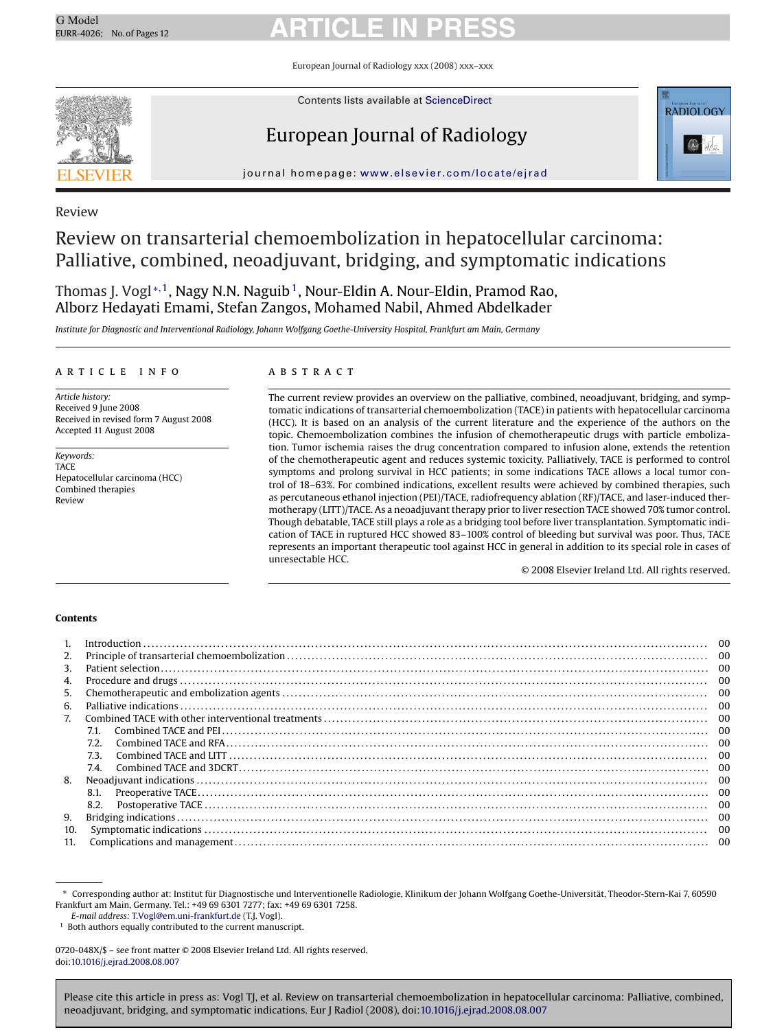Review

# Review on transarterial chemoembolization in hepatocellular carcinoma: Palliative, combined, neoadjuvant, bridging, and symptomatic indications

Thomas J. Vogl[*,1], Nagy N.N. Naguib[1], Nour-Eldin A. Nour-Eldin, Pramod Rao, Alborz Hedayati Emami, Stefan Zangos, Mohamed Nabil, Ahmed Abdelkader

*Institute for Diagnostic and Interventional Radiology, Johann Wolfgang Goethe-University Hospital, Frankfurt am Main, Germany*

## ARTICLE INFO

*Article history:*
Received 9 June 2008
Received in revised form 7 August 2008
Accepted 11 August 2008

*Keywords:*
TACE
Hepatocellular carcinoma (HCC)
Combined therapies
Review

## ABSTRACT

The current review provides an overview on the palliative, combined, neoadjuvant, bridging, and symptomatic indications of transarterial chemoembolization (TACE) in patients with hepatocellular carcinoma (HCC). It is based on an analysis of the current literature and the experience of the authors on the topic. Chemoembolization combines the infusion of chemotherapeutic drugs with particle embolization. Tumor ischemia raises the drug concentration compared to infusion alone, extends the retention of the chemotherapeutic agent and reduces systemic toxicity. Palliatively, TACE is performed to control symptoms and prolong survival in HCC patients; in some indications TACE allows a local tumor control of 18–63%. For combined indications, excellent results were achieved by combined therapies, such as percutaneous ethanol injection (PEI)/TACE, radiofrequency ablation (RF)/TACE, and laser-induced thermotherapy (LITT)/TACE. As a neoadjuvant therapy prior to liver resection TACE showed 70% tumor control. Though debatable, TACE still plays a role as a bridging tool before liver transplantation. Symptomatic indication of TACE in ruptured HCC showed 83–100% control of bleeding but survival was poor. Thus, TACE represents an important therapeutic tool against HCC in general in addition to its special role in cases of unresectable HCC.

© 2008 Elsevier Ireland Ltd. All rights reserved.

**Contents**

1. Introduction ........ 00
2. Principle of transarterial chemoembolization ........ 00
3. Patient selection ........ 00
4. Procedure and drugs ........ 00
5. Chemotherapeutic and embolization agents ........ 00
6. Palliative indications ........ 00
7. Combined TACE with other interventional treatments ........ 00
   - 7.1. Combined TACE and PEI ........ 00
   - 7.2. Combined TACE and RFA ........ 00
   - 7.3. Combined TACE and LITT ........ 00
   - 7.4. Combined TACE and 3DCRT ........ 00
8. Neoadjuvant indications ........ 00
   - 8.1. Preoperative TACE ........ 00
   - 8.2. Postoperative TACE ........ 00
9. Bridging indications ........ 00
10. Symptomatic indications ........ 00
11. Complications and management ........ 00

[*] Corresponding author at: Institut für Diagnostische und Interventionelle Radiologie, Klinikum der Johann Wolfgang Goethe-Universität, Theodor-Stern-Kai 7, 60590 Frankfurt am Main, Germany. Tel.: +49 69 6301 7277; fax: +49 69 6301 7258.
*E-mail address:* T.Vogl@em.uni-frankfurt.de (T.J. Vogl).
[1] Both authors equally contributed to the current manuscript.

0720-048X/$ – see front matter © 2008 Elsevier Ireland Ltd. All rights reserved.
doi:10.1016/j.ejrad.2008.08.007

Please cite this article in press as: Vogl TJ, et al. Review on transarterial chemoembolization in hepatocellular carcinoma: Palliative, combined, neoadjuvant, bridging, and symptomatic indications. Eur J Radiol (2008), doi:10.1016/j.ejrad.2008.08.007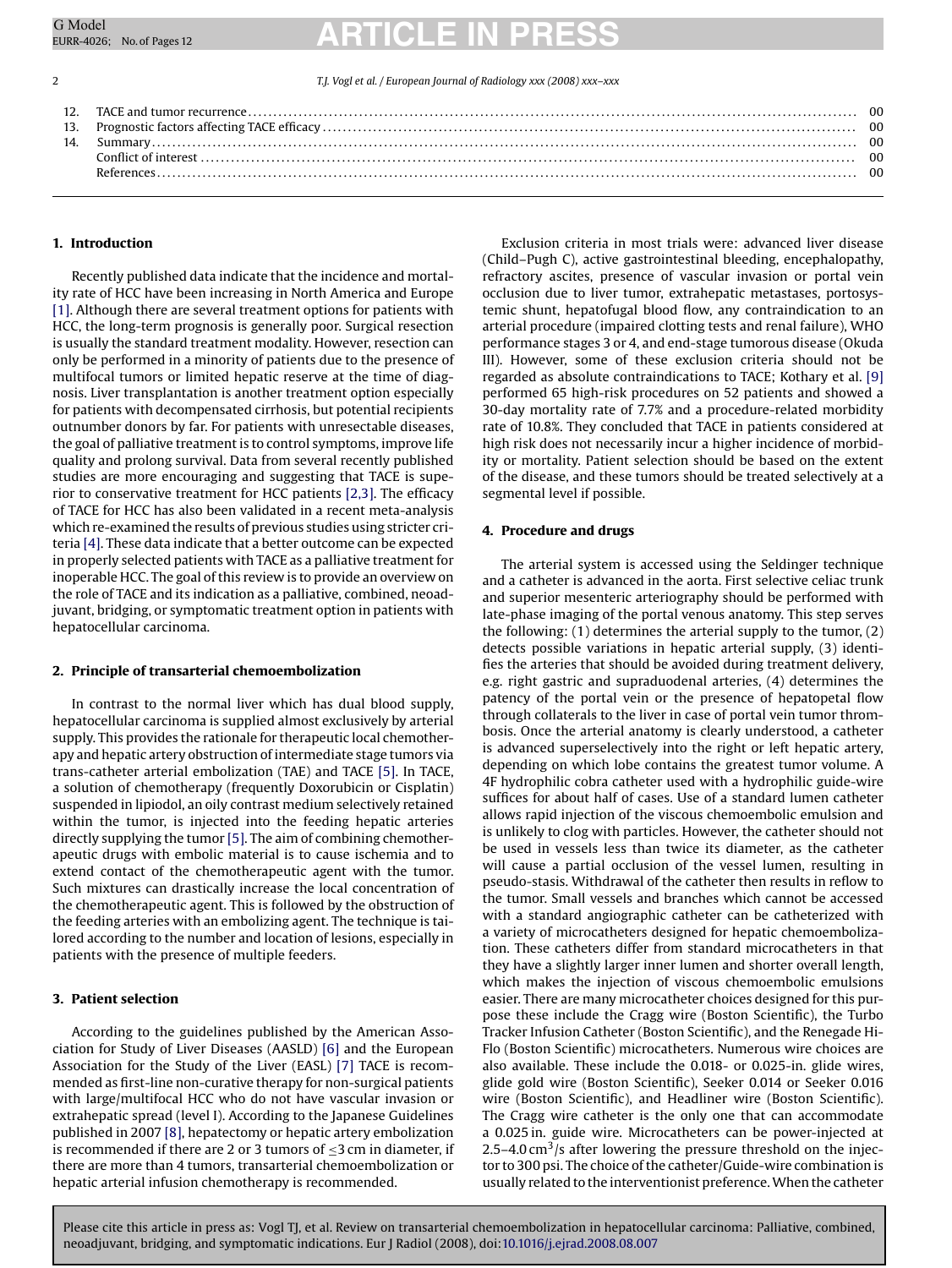| | | |
|---|---|---|
| 12. | TACE and tumor recurrence | 00 |
| 13. | Prognostic factors affecting TACE efficacy | 00 |
| 14. | Summary | 00 |
| | Conflict of interest | 00 |
| | References | 00 |

## 1. Introduction

Recently published data indicate that the incidence and mortality rate of HCC have been increasing in North America and Europe [1]. Although there are several treatment options for patients with HCC, the long-term prognosis is generally poor. Surgical resection is usually the standard treatment modality. However, resection can only be performed in a minority of patients due to the presence of multifocal tumors or limited hepatic reserve at the time of diagnosis. Liver transplantation is another treatment option especially for patients with decompensated cirrhosis, but potential recipients outnumber donors by far. For patients with unresectable diseases, the goal of palliative treatment is to control symptoms, improve life quality and prolong survival. Data from several recently published studies are more encouraging and suggesting that TACE is superior to conservative treatment for HCC patients [2,3]. The efficacy of TACE for HCC has also been validated in a recent meta-analysis which re-examined the results of previous studies using stricter criteria [4]. These data indicate that a better outcome can be expected in properly selected patients with TACE as a palliative treatment for inoperable HCC. The goal of this review is to provide an overview on the role of TACE and its indication as a palliative, combined, neoadjuvant, bridging, or symptomatic treatment option in patients with hepatocellular carcinoma.

## 2. Principle of transarterial chemoembolization

In contrast to the normal liver which has dual blood supply, hepatocellular carcinoma is supplied almost exclusively by arterial supply. This provides the rationale for therapeutic local chemotherapy and hepatic artery obstruction of intermediate stage tumors via trans-catheter arterial embolization (TAE) and TACE [5]. In TACE, a solution of chemotherapy (frequently Doxorubicin or Cisplatin) suspended in lipiodol, an oily contrast medium selectively retained within the tumor, is injected into the feeding hepatic arteries directly supplying the tumor [5]. The aim of combining chemotherapeutic drugs with embolic material is to cause ischemia and to extend contact of the chemotherapeutic agent with the tumor. Such mixtures can drastically increase the local concentration of the chemotherapeutic agent. This is followed by the obstruction of the feeding arteries with an embolizing agent. The technique is tailored according to the number and location of lesions, especially in patients with the presence of multiple feeders.

## 3. Patient selection

According to the guidelines published by the American Association for Study of Liver Diseases (AASLD) [6] and the European Association for the Study of the Liver (EASL) [7] TACE is recommended as first-line non-curative therapy for non-surgical patients with large/multifocal HCC who do not have vascular invasion or extrahepatic spread (level I). According to the Japanese Guidelines published in 2007 [8], hepatectomy or hepatic artery embolization is recommended if there are 2 or 3 tumors of $\leq$3 cm in diameter, if there are more than 4 tumors, transarterial chemoembolization or hepatic arterial infusion chemotherapy is recommended.

Exclusion criteria in most trials were: advanced liver disease (Child–Pugh C), active gastrointestinal bleeding, encephalopathy, refractory ascites, presence of vascular invasion or portal vein occlusion due to liver tumor, extrahepatic metastases, portosystemic shunt, hepatofugal blood flow, any contraindication to an arterial procedure (impaired clotting tests and renal failure), WHO performance stages 3 or 4, and end-stage tumorous disease (Okuda III). However, some of these exclusion criteria should not be regarded as absolute contraindications to TACE; Kothary et al. [9] performed 65 high-risk procedures on 52 patients and showed a 30-day mortality rate of 7.7% and a procedure-related morbidity rate of 10.8%. They concluded that TACE in patients considered at high risk does not necessarily incur a higher incidence of morbidity or mortality. Patient selection should be based on the extent of the disease, and these tumors should be treated selectively at a segmental level if possible.

## 4. Procedure and drugs

The arterial system is accessed using the Seldinger technique and a catheter is advanced in the aorta. First selective celiac trunk and superior mesenteric arteriography should be performed with late-phase imaging of the portal venous anatomy. This step serves the following: (1) determines the arterial supply to the tumor, (2) detects possible variations in hepatic arterial supply, (3) identifies the arteries that should be avoided during treatment delivery, e.g. right gastric and supraduodenal arteries, (4) determines the patency of the portal vein or the presence of hepatopetal flow through collaterals to the liver in case of portal vein tumor thrombosis. Once the arterial anatomy is clearly understood, a catheter is advanced superselectively into the right or left hepatic artery, depending on which lobe contains the greatest tumor volume. A 4F hydrophilic cobra catheter used with a hydrophilic guide-wire suffices for about half of cases. Use of a standard lumen catheter allows rapid injection of the viscous chemoembolic emulsion and is unlikely to clog with particles. However, the catheter should not be used in vessels less than twice its diameter, as the catheter will cause a partial occlusion of the vessel lumen, resulting in pseudo-stasis. Withdrawal of the catheter then results in reflow to the tumor. Small vessels and branches which cannot be accessed with a standard angiographic catheter can be catheterized with a variety of microcatheters designed for hepatic chemoembolization. These catheters differ from standard microcatheters in that they have a slightly larger inner lumen and shorter overall length, which makes the injection of viscous chemoembolic emulsions easier. There are many microcatheter choices designed for this purpose these include the Cragg wire (Boston Scientific), the Turbo Tracker Infusion Catheter (Boston Scientific), and the Renegade Hi-Flo (Boston Scientific) microcatheters. Numerous wire choices are also available. These include the 0.018- or 0.025-in. glide wires, glide gold wire (Boston Scientific), Seeker 0.014 or Seeker 0.016 wire (Boston Scientific), and Headliner wire (Boston Scientific). The Cragg wire catheter is the only one that can accommodate a 0.025 in. guide wire. Microcatheters can be power-injected at 2.5–4.0 $cm^3$/s after lowering the pressure threshold on the injector to 300 psi. The choice of the catheter/Guide-wire combination is usually related to the interventionist preference. When the catheter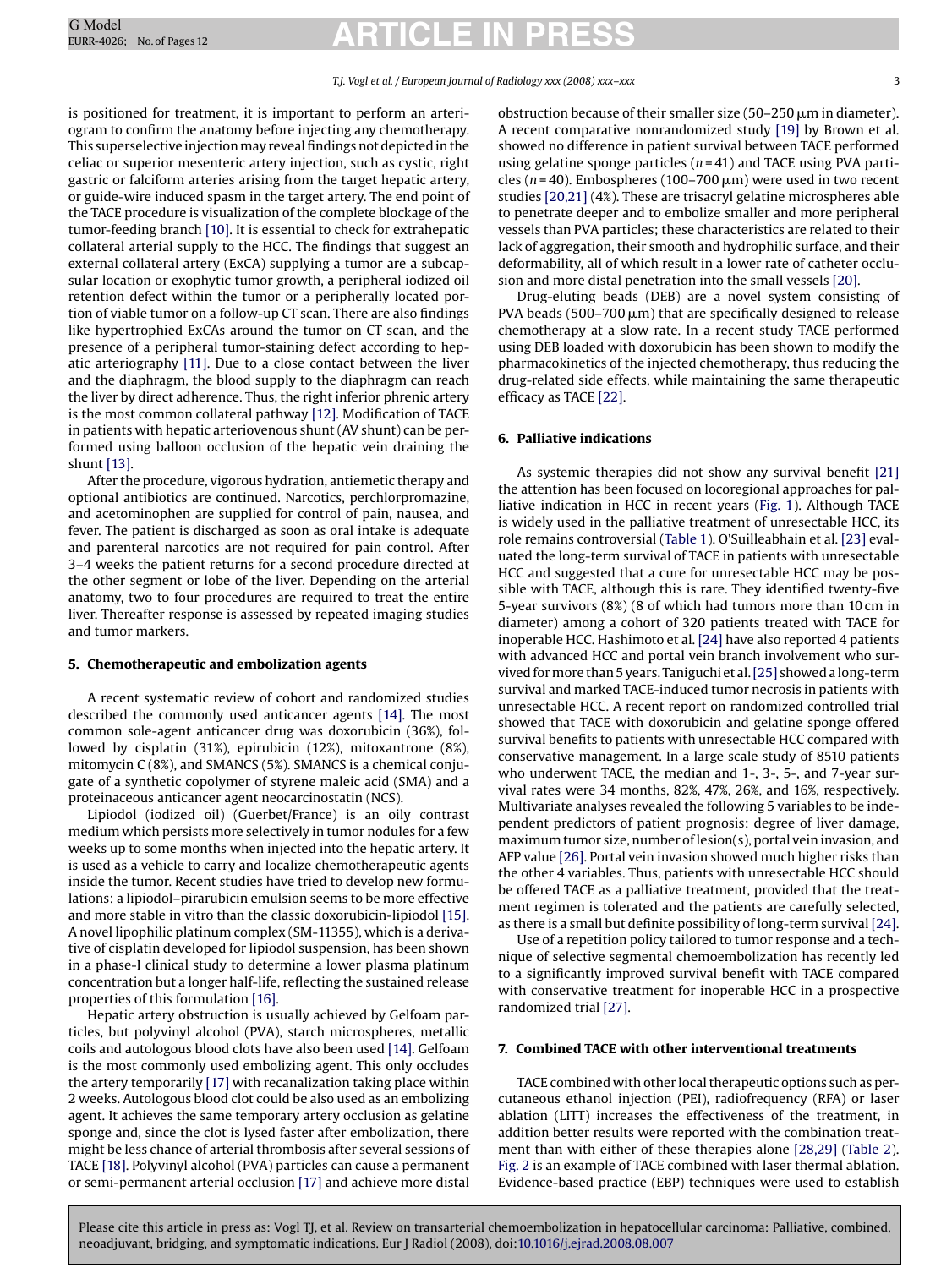is positioned for treatment, it is important to perform an arteriogram to confirm the anatomy before injecting any chemotherapy. This superselective injection may reveal findings not depicted in the celiac or superior mesenteric artery injection, such as cystic, right gastric or falciform arteries arising from the target hepatic artery, or guide-wire induced spasm in the target artery. The end point of the TACE procedure is visualization of the complete blockage of the tumor-feeding branch [10]. It is essential to check for extrahepatic collateral arterial supply to the HCC. The findings that suggest an external collateral artery (ExCA) supplying a tumor are a subcapsular location or exophytic tumor growth, a peripheral iodized oil retention defect within the tumor or a peripherally located portion of viable tumor on a follow-up CT scan. There are also findings like hypertrophied ExCAs around the tumor on CT scan, and the presence of a peripheral tumor-staining defect according to hepatic arteriography [11]. Due to a close contact between the liver and the diaphragm, the blood supply to the diaphragm can reach the liver by direct adherence. Thus, the right inferior phrenic artery is the most common collateral pathway [12]. Modification of TACE in patients with hepatic arteriovenous shunt (AV shunt) can be performed using balloon occlusion of the hepatic vein draining the shunt [13].

After the procedure, vigorous hydration, antiemetic therapy and optional antibiotics are continued. Narcotics, perchlorpromazine, and acetominophen are supplied for control of pain, nausea, and fever. The patient is discharged as soon as oral intake is adequate and parenteral narcotics are not required for pain control. After 3–4 weeks the patient returns for a second procedure directed at the other segment or lobe of the liver. Depending on the arterial anatomy, two to four procedures are required to treat the entire liver. Thereafter response is assessed by repeated imaging studies and tumor markers.

## 5. Chemotherapeutic and embolization agents

A recent systematic review of cohort and randomized studies described the commonly used anticancer agents [14]. The most common sole-agent anticancer drug was doxorubicin (36%), followed by cisplatin (31%), epirubicin (12%), mitoxantrone (8%), mitomycin C (8%), and SMANCS (5%). SMANCS is a chemical conjugate of a synthetic copolymer of styrene maleic acid (SMA) and a proteinaceous anticancer agent neocarcinostatin (NCS).

Lipiodol (iodized oil) (Guerbet/France) is an oily contrast medium which persists more selectively in tumor nodules for a few weeks up to some months when injected into the hepatic artery. It is used as a vehicle to carry and localize chemotherapeutic agents inside the tumor. Recent studies have tried to develop new formulations: a lipiodol–pirarubicin emulsion seems to be more effective and more stable in vitro than the classic doxorubicin-lipiodol [15]. A novel lipophilic platinum complex (SM-11355), which is a derivative of cisplatin developed for lipiodol suspension, has been shown in a phase-I clinical study to determine a lower plasma platinum concentration but a longer half-life, reflecting the sustained release properties of this formulation [16].

Hepatic artery obstruction is usually achieved by Gelfoam particles, but polyvinyl alcohol (PVA), starch microspheres, metallic coils and autologous blood clots have also been used [14]. Gelfoam is the most commonly used embolizing agent. This only occludes the artery temporarily [17] with recanalization taking place within 2 weeks. Autologous blood clot could be also used as an embolizing agent. It achieves the same temporary artery occlusion as gelatine sponge and, since the clot is lysed faster after embolization, there might be less chance of arterial thrombosis after several sessions of TACE [18]. Polyvinyl alcohol (PVA) particles can cause a permanent or semi-permanent arterial occlusion [17] and achieve more distal obstruction because of their smaller size (50–250 μm in diameter). A recent comparative nonrandomized study [19] by Brown et al. showed no difference in patient survival between TACE performed using gelatine sponge particles ($n = 41$) and TACE using PVA particles ($n = 40$). Embospheres (100–700 μm) were used in two recent studies [20,21] (4%). These are trisacryl gelatine microspheres able to penetrate deeper and to embolize smaller and more peripheral vessels than PVA particles; these characteristics are related to their lack of aggregation, their smooth and hydrophilic surface, and their deformability, all of which result in a lower rate of catheter occlusion and more distal penetration into the small vessels [20].

Drug-eluting beads (DEB) are a novel system consisting of PVA beads (500–700 μm) that are specifically designed to release chemotherapy at a slow rate. In a recent study TACE performed using DEB loaded with doxorubicin has been shown to modify the pharmacokinetics of the injected chemotherapy, thus reducing the drug-related side effects, while maintaining the same therapeutic efficacy as TACE [22].

## 6. Palliative indications

As systemic therapies did not show any survival benefit [21] the attention has been focused on locoregional approaches for palliative indication in HCC in recent years (Fig. 1). Although TACE is widely used in the palliative treatment of unresectable HCC, its role remains controversial (Table 1). O'Suilleabhain et al. [23] evaluated the long-term survival of TACE in patients with unresectable HCC and suggested that a cure for unresectable HCC may be possible with TACE, although this is rare. They identified twenty-five 5-year survivors (8%) (8 of which had tumors more than 10 cm in diameter) among a cohort of 320 patients treated with TACE for inoperable HCC. Hashimoto et al. [24] have also reported 4 patients with advanced HCC and portal vein branch involvement who survived for more than 5 years. Taniguchi et al. [25] showed a long-term survival and marked TACE-induced tumor necrosis in patients with unresectable HCC. A recent report on randomized controlled trial showed that TACE with doxorubicin and gelatine sponge offered survival benefits to patients with unresectable HCC compared with conservative management. In a large scale study of 8510 patients who underwent TACE, the median and 1-, 3-, 5-, and 7-year survival rates were 34 months, 82%, 47%, 26%, and 16%, respectively. Multivariate analyses revealed the following 5 variables to be independent predictors of patient prognosis: degree of liver damage, maximum tumor size, number of lesion(s), portal vein invasion, and AFP value [26]. Portal vein invasion showed much higher risks than the other 4 variables. Thus, patients with unresectable HCC should be offered TACE as a palliative treatment, provided that the treatment regimen is tolerated and the patients are carefully selected, as there is a small but definite possibility of long-term survival [24].

Use of a repetition policy tailored to tumor response and a technique of selective segmental chemoembolization has recently led to a significantly improved survival benefit with TACE compared with conservative treatment for inoperable HCC in a prospective randomized trial [27].

## 7. Combined TACE with other interventional treatments

TACE combined with other local therapeutic options such as percutaneous ethanol injection (PEI), radiofrequency (RFA) or laser ablation (LITT) increases the effectiveness of the treatment, in addition better results were reported with the combination treatment than with either of these therapies alone [28,29] (Table 2). Fig. 2 is an example of TACE combined with laser thermal ablation. Evidence-based practice (EBP) techniques were used to establish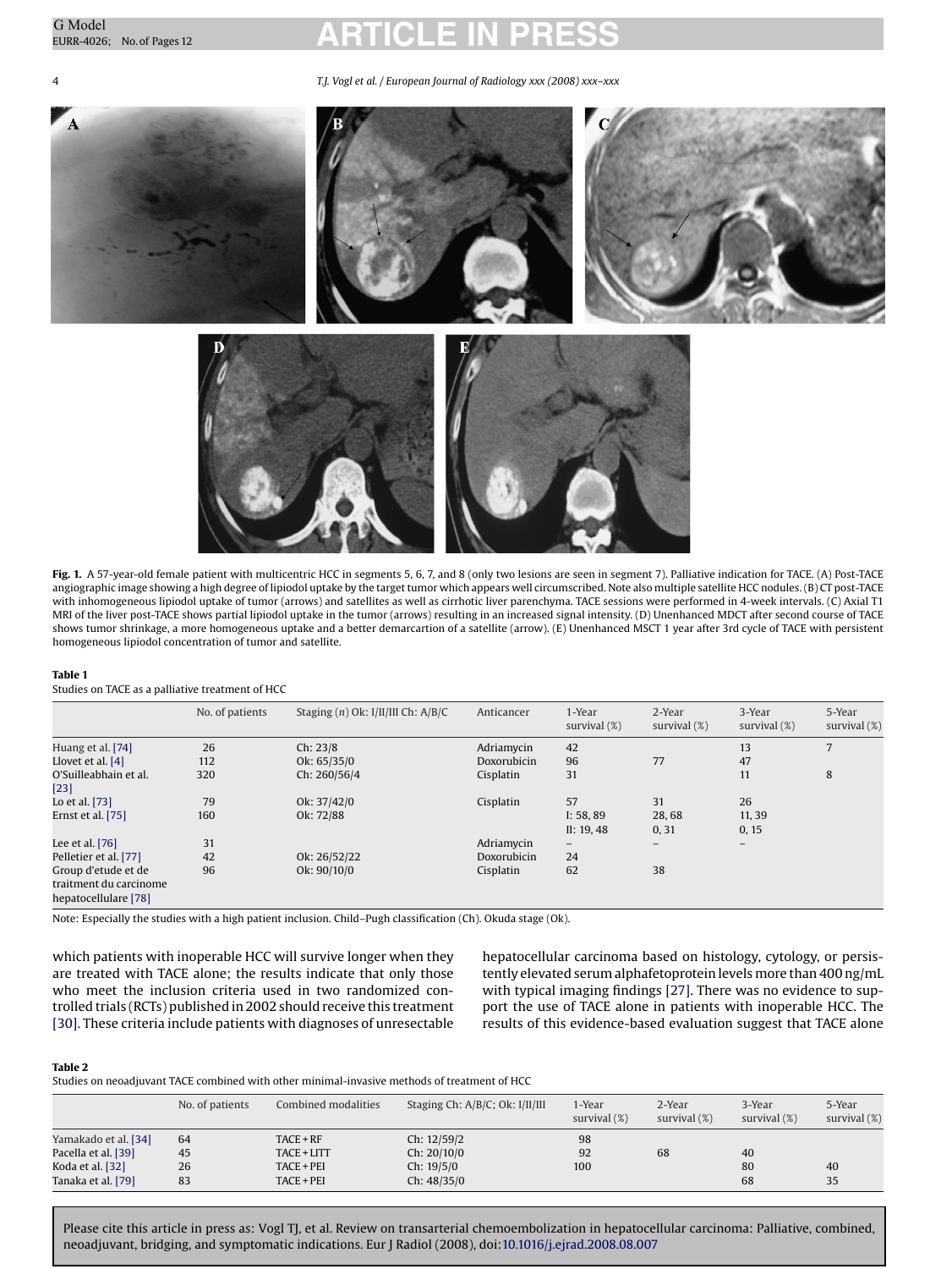**Fig. 1.** A 57-year-old female patient with multicentric HCC in segments 5, 6, 7, and 8 (only two lesions are seen in segment 7). Palliative indication for TACE. (A) Post-TACE angiographic image showing a high degree of lipiodol uptake by the target tumor which appears well circumscribed. Note also multiple satellite HCC nodules. (B) CT post-TACE with inhomogeneous lipiodol uptake of tumor (arrows) and satellites as well as cirrhotic liver parenchyma. TACE sessions were performed in 4-week intervals. (C) Axial T1 MRI of the liver post-TACE shows partial lipiodol uptake in the tumor (arrows) resulting in an increased signal intensity. (D) Unenhanced MDCT after second course of TACE shows tumor shrinkage, a more homogeneous uptake and a better demarcartion of a satellite (arrow). (E) Unenhanced MSCT 1 year after 3rd cycle of TACE with persistent homogeneous lipiodol concentration of tumor and satellite.

**Table 1**
Studies on TACE as a palliative treatment of HCC

| | No. of patients | Staging (*n*) Ok: I/II/III Ch: A/B/C | Anticancer | 1-Year survival (%) | 2-Year survival (%) | 3-Year survival (%) | 5-Year survival (%) |
|---|---|---|---|---|---|---|---|
| Huang et al. [74] | 26 | Ch: 23/8 | Adriamycin | 42 | | 13 | 7 |
| Llovet et al. [4] | 112 | Ok: 65/35/0 | Doxorubicin | 96 | 77 | 47 | |
| O'Suilleabhain et al. [23] | 320 | Ch: 260/56/4 | Cisplatin | 31 | | 11 | 8 |
| Lo et al. [73] | 79 | Ok: 37/42/0 | Cisplatin | 57 | 31 | 26 | |
| Ernst et al. [75] | 160 | Ok: 72/88 | | I: 58, 89<br>II: 19, 48 | 28, 68<br>0, 31 | 11, 39<br>0, 15 | |
| Lee et al. [76] | 31 | | Adriamycin | – | – | – | |
| Pelletier et al. [77] | 42 | Ok: 26/52/22 | Doxorubicin | 24 | | | |
| Group d'etude et de traitment du carcinome hepatocellulare [78] | 96 | Ok: 90/10/0 | Cisplatin | 62 | 38 | | |

Note: Especially the studies with a high patient inclusion. Child–Pugh classification (Ch). Okuda stage (Ok).

which patients with inoperable HCC will survive longer when they are treated with TACE alone; the results indicate that only those who meet the inclusion criteria used in two randomized controlled trials (RCTs) published in 2002 should receive this treatment [30]. These criteria include patients with diagnoses of unresectable hepatocellular carcinoma based on histology, cytology, or persistently elevated serum alphafetoprotein levels more than 400 ng/mL with typical imaging findings [27]. There was no evidence to support the use of TACE alone in patients with inoperable HCC. The results of this evidence-based evaluation suggest that TACE alone

**Table 2**
Studies on neoadjuvant TACE combined with other minimal-invasive methods of treatment of HCC

| | No. of patients | Combined modalities | Staging Ch: A/B/C; Ok: I/II/III | 1-Year survival (%) | 2-Year survival (%) | 3-Year survival (%) | 5-Year survival (%) |
|---|---|---|---|---|---|---|---|
| Yamakado et al. [34] | 64 | TACE + RF | Ch: 12/59/2 | 98 | | | |
| Pacella et al. [39] | 45 | TACE + LITT | Ch: 20/10/0 | 92 | 68 | 40 | |
| Koda et al. [32] | 26 | TACE + PEI | Ch: 19/5/0 | 100 | | 80 | 40 |
| Tanaka et al. [79] | 83 | TACE + PEI | Ch: 48/35/0 | | | 68 | 35 |

Please cite this article in press as: Vogl TJ, et al. Review on transarterial chemoembolization in hepatocellular carcinoma: Palliative, combined, neoadjuvant, bridging, and symptomatic indications. Eur J Radiol (2008), doi:10.1016/j.ejrad.2008.08.007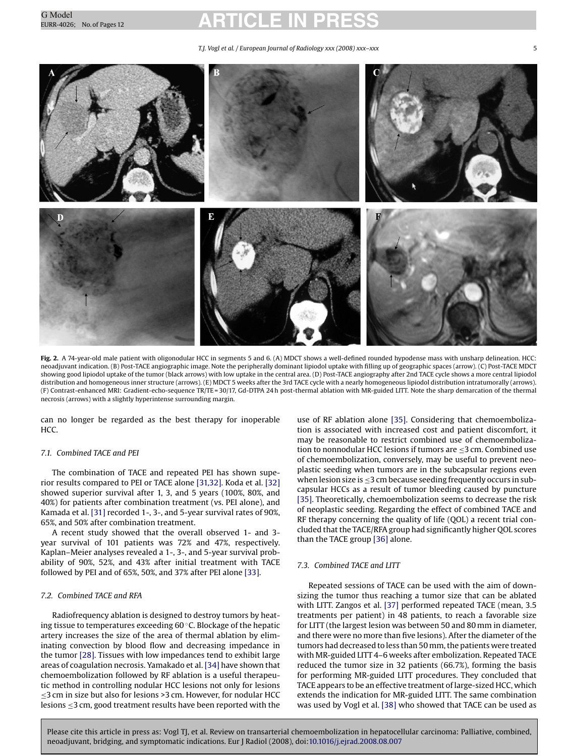**Fig. 2.** A 74-year-old male patient with oligonodular HCC in segments 5 and 6. (A) MDCT shows a well-defined rounded hypodense mass with unsharp delineation. HCC: neoadjuvant indication. (B) Post-TACE angiographic image. Note the peripherally dominant lipiodol uptake with filling up of geographic spaces (arrow). (C) Post-TACE MDCT showing good lipiodol uptake of the tumor (black arrows) with low uptake in the central area. (D) Post-TACE angiography after 2nd TACE cycle shows a more central lipiodol distribution and homogeneous inner structure (arrows). (E) MDCT 5 weeks after the 3rd TACE cycle with a nearly homogeneous lipiodol distribution intratumorally (arrows). (F) Contrast-enhanced MRI: Gradient-echo-sequence TR/TE = 30/17, Gd-DTPA 24 h post-thermal ablation with MR-guided LITT. Note the sharp demarcation of the thermal necrosis (arrows) with a slightly hyperintense surrounding margin.

can no longer be regarded as the best therapy for inoperable HCC.

### 7.1. Combined TACE and PEI

The combination of TACE and repeated PEI has shown superior results compared to PEI or TACE alone [31,32]. Koda et al. [32] showed superior survival after 1, 3, and 5 years (100%, 80%, and 40%) for patients after combination treatment (vs. PEI alone), and Kamada et al. [31] recorded 1-, 3-, and 5-year survival rates of 90%, 65%, and 50% after combination treatment.

A recent study showed that the overall observed 1- and 3-year survival of 101 patients was 72% and 47%, respectively. Kaplan–Meier analyses revealed a 1-, 3-, and 5-year survival probability of 90%, 52%, and 43% after initial treatment with TACE followed by PEI and of 65%, 50%, and 37% after PEI alone [33].

### 7.2. Combined TACE and RFA

Radiofrequency ablation is designed to destroy tumors by heating tissue to temperatures exceeding 60 °C. Blockage of the hepatic artery increases the size of the area of thermal ablation by eliminating convection by blood flow and decreasing impedance in the tumor [28]. Tissues with low impedances tend to exhibit large areas of coagulation necrosis. Yamakado et al. [34] have shown that chemoembolization followed by RF ablation is a useful therapeutic method in controlling nodular HCC lesions not only for lesions ≤3 cm in size but also for lesions >3 cm. However, for nodular HCC lesions ≤3 cm, good treatment results have been reported with the use of RF ablation alone [35]. Considering that chemoembolization is associated with increased cost and patient discomfort, it may be reasonable to restrict combined use of chemoembolization to nonnodular HCC lesions if tumors are ≤3 cm. Combined use of chemoembolization, conversely, may be useful to prevent neoplastic seeding when tumors are in the subcapsular regions even when lesion size is ≤3 cm because seeding frequently occurs in subcapsular HCCs as a result of tumor bleeding caused by puncture [35]. Theoretically, chemoembolization seems to decrease the risk of neoplastic seeding. Regarding the effect of combined TACE and RF therapy concerning the quality of life (QOL) a recent trial concluded that the TACE/RFA group had significantly higher QOL scores than the TACE group [36] alone.

### 7.3. Combined TACE and LITT

Repeated sessions of TACE can be used with the aim of downsizing the tumor thus reaching a tumor size that can be ablated with LITT. Zangos et al. [37] performed repeated TACE (mean, 3.5 treatments per patient) in 48 patients, to reach a favorable size for LITT (the largest lesion was between 50 and 80 mm in diameter, and there were no more than five lesions). After the diameter of the tumors had decreased to less than 50 mm, the patients were treated with MR-guided LITT 4–6 weeks after embolization. Repeated TACE reduced the tumor size in 32 patients (66.7%), forming the basis for performing MR-guided LITT procedures. They concluded that TACE appears to be an effective treatment of large-sized HCC, which extends the indication for MR-guided LITT. The same combination was used by Vogl et al. [38] who showed that TACE can be used as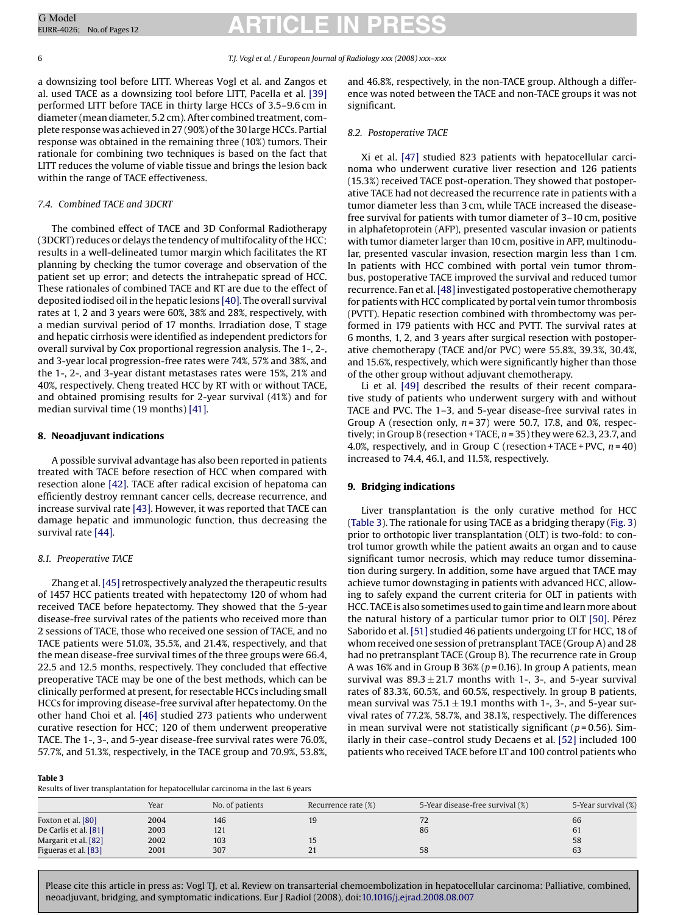a downsizing tool before LITT. Whereas Vogl et al. and Zangos et al. used TACE as a downsizing tool before LITT, Pacella et al. [39] performed LITT before TACE in thirty large HCCs of 3.5–9.6 cm in diameter (mean diameter, 5.2 cm). After combined treatment, complete response was achieved in 27 (90%) of the 30 large HCCs. Partial response was obtained in the remaining three (10%) tumors. Their rationale for combining two techniques is based on the fact that LITT reduces the volume of viable tissue and brings the lesion back within the range of TACE effectiveness.

### 7.4. Combined TACE and 3DCRT

The combined effect of TACE and 3D Conformal Radiotherapy (3DCRT) reduces or delays the tendency of multifocality of the HCC; results in a well-delineated tumor margin which facilitates the RT planning by checking the tumor coverage and observation of the patient set up error; and detects the intrahepatic spread of HCC. These rationales of combined TACE and RT are due to the effect of deposited iodised oil in the hepatic lesions [40]. The overall survival rates at 1, 2 and 3 years were 60%, 38% and 28%, respectively, with a median survival period of 17 months. Irradiation dose, T stage and hepatic cirrhosis were identified as independent predictors for overall survival by Cox proportional regression analysis. The 1-, 2-, and 3-year local progression-free rates were 74%, 57% and 38%, and the 1-, 2-, and 3-year distant metastases rates were 15%, 21% and 40%, respectively. Cheng treated HCC by RT with or without TACE, and obtained promising results for 2-year survival (41%) and for median survival time (19 months) [41].

## 8. Neoadjuvant indications

A possible survival advantage has also been reported in patients treated with TACE before resection of HCC when compared with resection alone [42]. TACE after radical excision of hepatoma can efficiently destroy remnant cancer cells, decrease recurrence, and increase survival rate [43]. However, it was reported that TACE can damage hepatic and immunologic function, thus decreasing the survival rate [44].

### 8.1. Preoperative TACE

Zhang et al. [45] retrospectively analyzed the therapeutic results of 1457 HCC patients treated with hepatectomy 120 of whom had received TACE before hepatectomy. They showed that the 5-year disease-free survival rates of the patients who received more than 2 sessions of TACE, those who received one session of TACE, and no TACE patients were 51.0%, 35.5%, and 21.4%, respectively, and that the mean disease-free survival times of the three groups were 66.4, 22.5 and 12.5 months, respectively. They concluded that effective preoperative TACE may be one of the best methods, which can be clinically performed at present, for resectable HCCs including small HCCs for improving disease-free survival after hepatectomy. On the other hand Choi et al. [46] studied 273 patients who underwent curative resection for HCC; 120 of them underwent preoperative TACE. The 1-, 3-, and 5-year disease-free survival rates were 76.0%, 57.7%, and 51.3%, respectively, in the TACE group and 70.9%, 53.8%, and 46.8%, respectively, in the non-TACE group. Although a difference was noted between the TACE and non-TACE groups it was not significant.

### 8.2. Postoperative TACE

Xi et al. [47] studied 823 patients with hepatocellular carcinoma who underwent curative liver resection and 126 patients (15.3%) received TACE post-operation. They showed that postoperative TACE had not decreased the recurrence rate in patients with a tumor diameter less than 3 cm, while TACE increased the disease-free survival for patients with tumor diameter of 3–10 cm, positive in alphafetoprotein (AFP), presented vascular invasion or patients with tumor diameter larger than 10 cm, positive in AFP, multinodular, presented vascular invasion, resection margin less than 1 cm. In patients with HCC combined with portal vein tumor thrombus, postoperative TACE improved the survival and reduced tumor recurrence. Fan et al. [48] investigated postoperative chemotherapy for patients with HCC complicated by portal vein tumor thrombosis (PVTT). Hepatic resection combined with thrombectomy was performed in 179 patients with HCC and PVTT. The survival rates at 6 months, 1, 2, and 3 years after surgical resection with postoperative chemotherapy (TACE and/or PVC) were 55.8%, 39.3%, 30.4%, and 15.6%, respectively, which were significantly higher than those of the other group without adjuvant chemotherapy.

Li et al. [49] described the results of their recent comparative study of patients who underwent surgery with and without TACE and PVC. The 1–3, and 5-year disease-free survival rates in Group A (resection only, $n = 37$) were 50.7, 17.8, and 0%, respectively; in Group B (resection + TACE, $n = 35$) they were 62.3, 23.7, and 4.0%, respectively, and in Group C (resection + TACE + PVC, $n = 40$) increased to 74.4, 46.1, and 11.5%, respectively.

## 9. Bridging indications

Liver transplantation is the only curative method for HCC (Table 3). The rationale for using TACE as a bridging therapy (Fig. 3) prior to orthotopic liver transplantation (OLT) is two-fold: to control tumor growth while the patient awaits an organ and to cause significant tumor necrosis, which may reduce tumor dissemination during surgery. In addition, some have argued that TACE may achieve tumor downstaging in patients with advanced HCC, allowing to safely expand the current criteria for OLT in patients with HCC. TACE is also sometimes used to gain time and learn more about the natural history of a particular tumor prior to OLT [50]. Pérez Saborido et al. [51] studied 46 patients undergoing LT for HCC, 18 of whom received one session of pretransplant TACE (Group A) and 28 had no pretransplant TACE (Group B). The recurrence rate in Group A was 16% and in Group B 36% ($p = 0.16$). In group A patients, mean survival was $89.3 \pm 21.7$ months with 1-, 3-, and 5-year survival rates of 83.3%, 60.5%, and 60.5%, respectively. In group B patients, mean survival was $75.1 \pm 19.1$ months with 1-, 3-, and 5-year survival rates of 77.2%, 58.7%, and 38.1%, respectively. The differences in mean survival were not statistically significant ($p = 0.56$). Similarly in their case–control study Decaens et al. [52] included 100 patients who received TACE before LT and 100 control patients who

**Table 3**
Results of liver transplantation for hepatocellular carcinoma in the last 6 years

| | Year | No. of patients | Recurrence rate (%) | 5-Year disease-free survival (%) | 5-Year survival (%) |
|---|---|---|---|---|---|
| Foxton et al. [80] | 2004 | 146 | 19 | 72 | 66 |
| De Carlis et al. [81] | 2003 | 121 | | 86 | 61 |
| Margarit et al. [82] | 2002 | 103 | 15 | | 58 |
| Figueras et al. [83] | 2001 | 307 | 21 | 58 | 63 |

Please cite this article in press as: Vogl TJ, et al. Review on transarterial chemoembolization in hepatocellular carcinoma: Palliative, combined, neoadjuvant, bridging, and symptomatic indications. Eur J Radiol (2008), doi:10.1016/j.ejrad.2008.08.007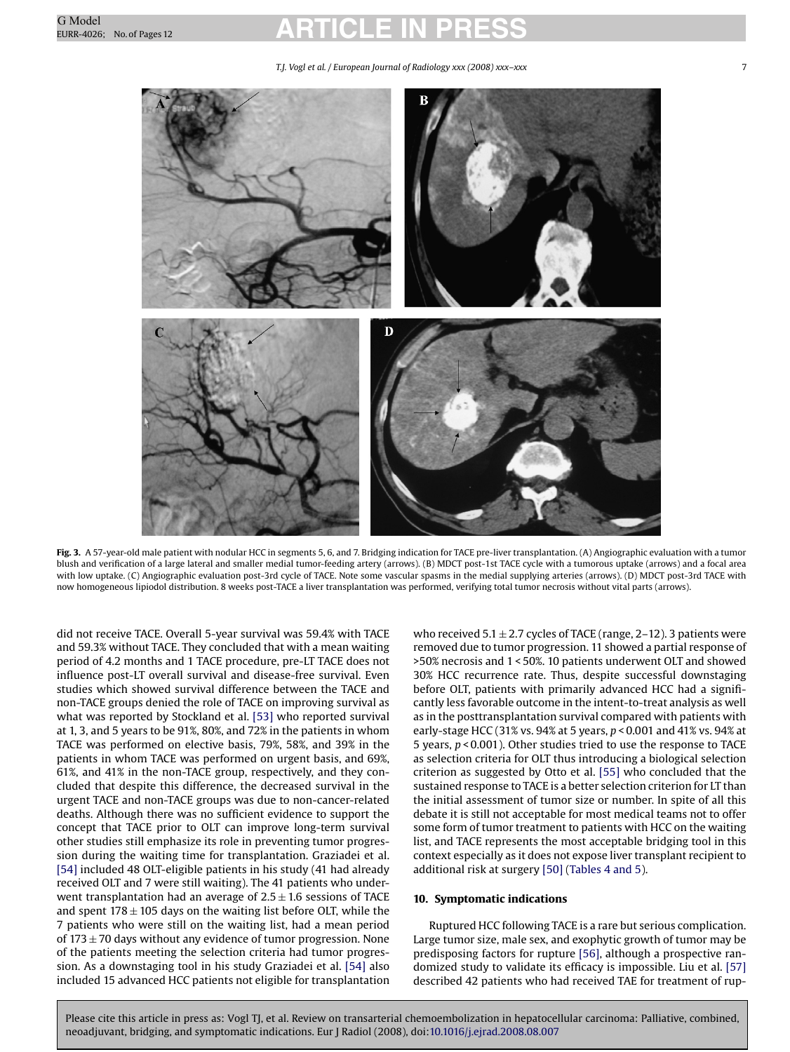**Fig. 3.** A 57-year-old male patient with nodular HCC in segments 5, 6, and 7. Bridging indication for TACE pre-liver transplantation. (A) Angiographic evaluation with a tumor blush and verification of a large lateral and smaller medial tumor-feeding artery (arrows). (B) MDCT post-1st TACE cycle with a tumorous uptake (arrows) and a focal area with low uptake. (C) Angiographic evaluation post-3rd cycle of TACE. Note some vascular spasms in the medial supplying arteries (arrows). (D) MDCT post-3rd TACE with now homogeneous lipiodol distribution. 8 weeks post-TACE a liver transplantation was performed, verifying total tumor necrosis without vital parts (arrows).

did not receive TACE. Overall 5-year survival was 59.4% with TACE and 59.3% without TACE. They concluded that with a mean waiting period of 4.2 months and 1 TACE procedure, pre-LT TACE does not influence post-LT overall survival and disease-free survival. Even studies which showed survival difference between the TACE and non-TACE groups denied the role of TACE on improving survival as what was reported by Stockland et al. [53] who reported survival at 1, 3, and 5 years to be 91%, 80%, and 72% in the patients in whom TACE was performed on elective basis, 79%, 58%, and 39% in the patients in whom TACE was performed on urgent basis, and 69%, 61%, and 41% in the non-TACE group, respectively, and they concluded that despite this difference, the decreased survival in the urgent TACE and non-TACE groups was due to non-cancer-related deaths. Although there was no sufficient evidence to support the concept that TACE prior to OLT can improve long-term survival other studies still emphasize its role in preventing tumor progression during the waiting time for transplantation. Graziadei et al. [54] included 48 OLT-eligible patients in his study (41 had already received OLT and 7 were still waiting). The 41 patients who underwent transplantation had an average of $2.5 \pm 1.6$ sessions of TACE and spent $178 \pm 105$ days on the waiting list before OLT, while the 7 patients who were still on the waiting list, had a mean period of $173 \pm 70$ days without any evidence of tumor progression. None of the patients meeting the selection criteria had tumor progression. As a downstaging tool in his study Graziadei et al. [54] also included 15 advanced HCC patients not eligible for transplantation who received $5.1 \pm 2.7$ cycles of TACE (range, 2–12). 3 patients were removed due to tumor progression. 11 showed a partial response of >50% necrosis and 1 < 50%. 10 patients underwent OLT and showed 30% HCC recurrence rate. Thus, despite successful downstaging before OLT, patients with primarily advanced HCC had a significantly less favorable outcome in the intent-to-treat analysis as well as in the posttransplantation survival compared with patients with early-stage HCC (31% vs. 94% at 5 years, $p < 0.001$ and 41% vs. 94% at 5 years, $p < 0.001$). Other studies tried to use the response to TACE as selection criteria for OLT thus introducing a biological selection criterion as suggested by Otto et al. [55] who concluded that the sustained response to TACE is a better selection criterion for LT than the initial assessment of tumor size or number. In spite of all this debate it is still not acceptable for most medical teams not to offer some form of tumor treatment to patients with HCC on the waiting list, and TACE represents the most acceptable bridging tool in this context especially as it does not expose liver transplant recipient to additional risk at surgery [50] (Tables 4 and 5).

## 10. Symptomatic indications

Ruptured HCC following TACE is a rare but serious complication. Large tumor size, male sex, and exophytic growth of tumor may be predisposing factors for rupture [56], although a prospective randomized study to validate its efficacy is impossible. Liu et al. [57] described 42 patients who had received TAE for treatment of rup-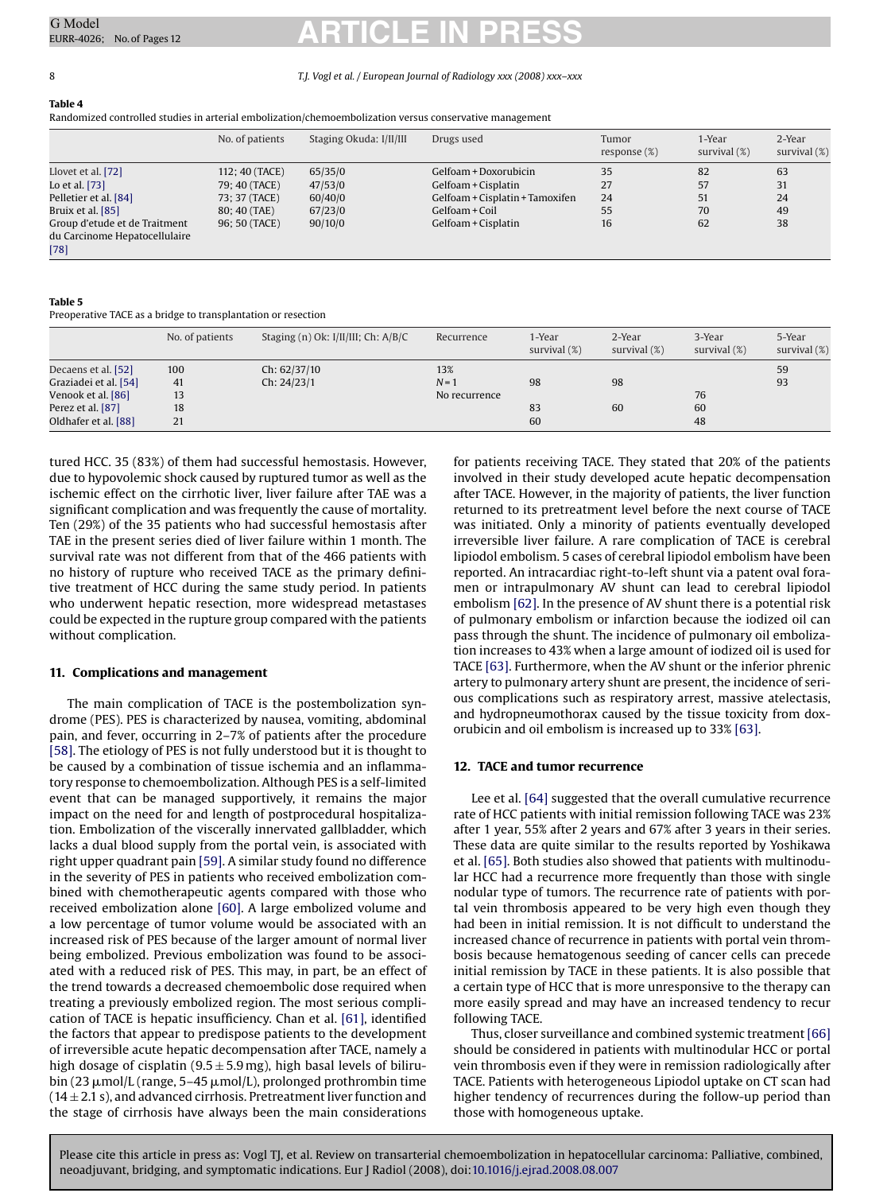**Table 4**
Randomized controlled studies in arterial embolization/chemoembolization versus conservative management

| | No. of patients | Staging Okuda: I/II/III | Drugs used | Tumor response (%) | 1-Year survival (%) | 2-Year survival (%) |
|---|---|---|---|---|---|---|
| Llovet et al. [72] | 112; 40 (TACE) | 65/35/0 | Gelfoam + Doxorubicin | 35 | 82 | 63 |
| Lo et al. [73] | 79; 40 (TACE) | 47/53/0 | Gelfoam + Cisplatin | 27 | 57 | 31 |
| Pelletier et al. [84] | 73; 37 (TACE) | 60/40/0 | Gelfoam + Cisplatin + Tamoxifen | 24 | 51 | 24 |
| Bruix et al. [85] | 80; 40 (TAE) | 67/23/0 | Gelfoam + Coil | 55 | 70 | 49 |
| Group d'etude et de Traitment du Carcinome Hepatocellulaire [78] | 96; 50 (TACE) | 90/10/0 | Gelfoam + Cisplatin | 16 | 62 | 38 |

**Table 5**
Preoperative TACE as a bridge to transplantation or resection

| | No. of patients | Staging (n) Ok: I/II/III; Ch: A/B/C | Recurrence | 1-Year survival (%) | 2-Year survival (%) | 3-Year survival (%) | 5-Year survival (%) |
|---|---|---|---|---|---|---|---|
| Decaens et al. [52] | 100 | Ch: 62/37/10 | 13% | | | | 59 |
| Graziadei et al. [54] | 41 | Ch: 24/23/1 | N = 1 | 98 | 98 | | 93 |
| Venook et al. [86] | 13 | | No recurrence | | | 76 | |
| Perez et al. [87] | 18 | | | 83 | 60 | 60 | |
| Oldhafer et al. [88] | 21 | | | 60 | | 48 | |

tured HCC. 35 (83%) of them had successful hemostasis. However, due to hypovolemic shock caused by ruptured tumor as well as the ischemic effect on the cirrhotic liver, liver failure after TAE was a significant complication and was frequently the cause of mortality. Ten (29%) of the 35 patients who had successful hemostasis after TAE in the present series died of liver failure within 1 month. The survival rate was not different from that of the 466 patients with no history of rupture who received TACE as the primary definitive treatment of HCC during the same study period. In patients who underwent hepatic resection, more widespread metastases could be expected in the rupture group compared with the patients without complication.

## 11. Complications and management

The main complication of TACE is the postembolization syndrome (PES). PES is characterized by nausea, vomiting, abdominal pain, and fever, occurring in 2–7% of patients after the procedure [58]. The etiology of PES is not fully understood but it is thought to be caused by a combination of tissue ischemia and an inflammatory response to chemoembolization. Although PES is a self-limited event that can be managed supportively, it remains the major impact on the need for and length of postprocedural hospitalization. Embolization of the viscerally innervated gallbladder, which lacks a dual blood supply from the portal vein, is associated with right upper quadrant pain [59]. A similar study found no difference in the severity of PES in patients who received embolization combined with chemotherapeutic agents compared with those who received embolization alone [60]. A large embolized volume and a low percentage of tumor volume would be associated with an increased risk of PES because of the larger amount of normal liver being embolized. Previous embolization was found to be associated with a reduced risk of PES. This may, in part, be an effect of the trend towards a decreased chemoembolic dose required when treating a previously embolized region. The most serious complication of TACE is hepatic insufficiency. Chan et al. [61], identified the factors that appear to predispose patients to the development of irreversible acute hepatic decompensation after TACE, namely a high dosage of cisplatin ($9.5 \pm 5.9$ mg), high basal levels of bilirubin (23 μmol/L (range, 5–45 μmol/L), prolonged prothrombin time ($14 \pm 2.1$ s), and advanced cirrhosis. Pretreatment liver function and the stage of cirrhosis have always been the main considerations for patients receiving TACE. They stated that 20% of the patients involved in their study developed acute hepatic decompensation after TACE. However, in the majority of patients, the liver function returned to its pretreatment level before the next course of TACE was initiated. Only a minority of patients eventually developed irreversible liver failure. A rare complication of TACE is cerebral lipiodol embolism. 5 cases of cerebral lipiodol embolism have been reported. An intracardiac right-to-left shunt via a patent oval foramen or intrapulmonary AV shunt can lead to cerebral lipiodol embolism [62]. In the presence of AV shunt there is a potential risk of pulmonary embolism or infarction because the iodized oil can pass through the shunt. The incidence of pulmonary oil embolization increases to 43% when a large amount of iodized oil is used for TACE [63]. Furthermore, when the AV shunt or the inferior phrenic artery to pulmonary artery shunt are present, the incidence of serious complications such as respiratory arrest, massive atelectasis, and hydropneumothorax caused by the tissue toxicity from doxorubicin and oil embolism is increased up to 33% [63].

## 12. TACE and tumor recurrence

Lee et al. [64] suggested that the overall cumulative recurrence rate of HCC patients with initial remission following TACE was 23% after 1 year, 55% after 2 years and 67% after 3 years in their series. These data are quite similar to the results reported by Yoshikawa et al. [65]. Both studies also showed that patients with multinodular HCC had a recurrence more frequently than those with single nodular type of tumors. The recurrence rate of patients with portal vein thrombosis appeared to be very high even though they had been in initial remission. It is not difficult to understand the increased chance of recurrence in patients with portal vein thrombosis because hematogenous seeding of cancer cells can precede initial remission by TACE in these patients. It is also possible that a certain type of HCC that is more unresponsive to the therapy can more easily spread and may have an increased tendency to recur following TACE.

Thus, closer surveillance and combined systemic treatment [66] should be considered in patients with multinodular HCC or portal vein thrombosis even if they were in remission radiologically after TACE. Patients with heterogeneous Lipiodol uptake on CT scan had higher tendency of recurrences during the follow-up period than those with homogeneous uptake.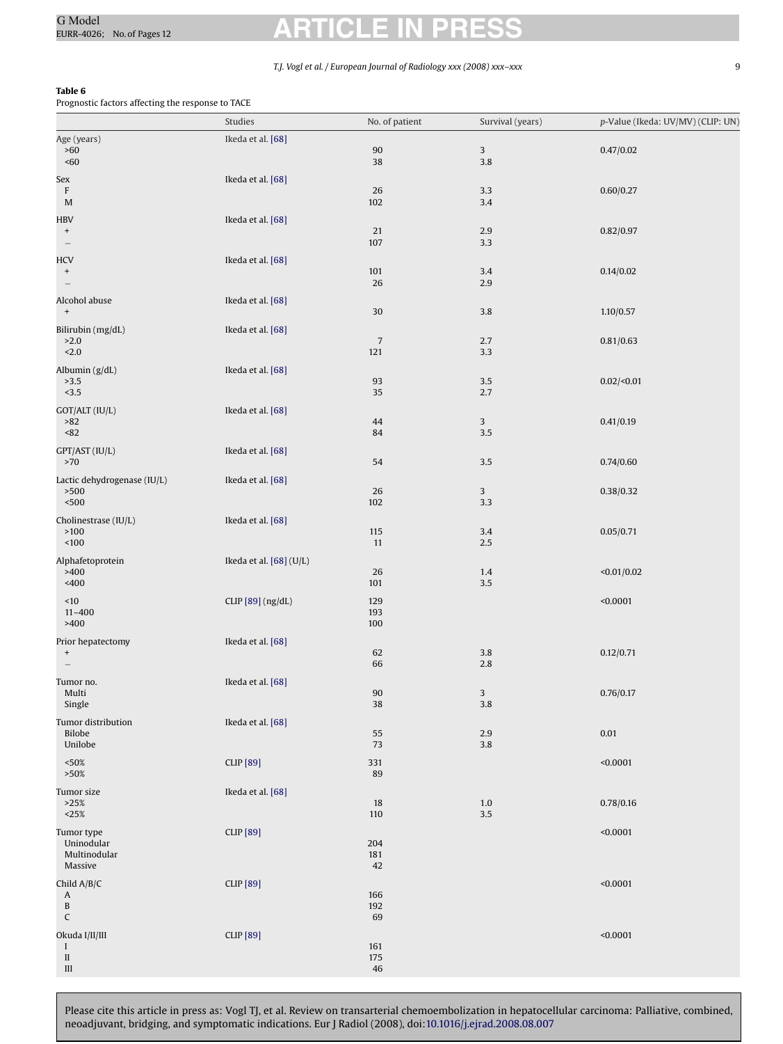**Table 6**
Prognostic factors affecting the response to TACE

| | Studies | No. of patient | Survival (years) | p-Value (Ikeda: UV/MV) (CLIP: UN) |
|---|---|---|---|---|
| Age (years) | Ikeda et al. [68] | | | |
| >60 | | 90 | 3 | 0.47/0.02 |
| <60 | | 38 | 3.8 | |
| Sex | Ikeda et al. [68] | | | |
| F | | 26 | 3.3 | 0.60/0.27 |
| M | | 102 | 3.4 | |
| HBV | Ikeda et al. [68] | | | |
| + | | 21 | 2.9 | 0.82/0.97 |
| − | | 107 | 3.3 | |
| HCV | Ikeda et al. [68] | | | |
| + | | 101 | 3.4 | 0.14/0.02 |
| − | | 26 | 2.9 | |
| Alcohol abuse | Ikeda et al. [68] | | | |
| + | | 30 | 3.8 | 1.10/0.57 |
| Bilirubin (mg/dL) | Ikeda et al. [68] | | | |
| >2.0 | | 7 | 2.7 | 0.81/0.63 |
| <2.0 | | 121 | 3.3 | |
| Albumin (g/dL) | Ikeda et al. [68] | | | |
| >3.5 | | 93 | 3.5 | 0.02/<0.01 |
| <3.5 | | 35 | 2.7 | |
| GOT/ALT (IU/L) | Ikeda et al. [68] | | | |
| >82 | | 44 | 3 | 0.41/0.19 |
| <82 | | 84 | 3.5 | |
| GPT/AST (IU/L) | Ikeda et al. [68] | | | |
| >70 | | 54 | 3.5 | 0.74/0.60 |
| Lactic dehydrogenase (IU/L) | Ikeda et al. [68] | | | |
| >500 | | 26 | 3 | 0.38/0.32 |
| <500 | | 102 | 3.3 | |
| Cholinestrase (IU/L) | Ikeda et al. [68] | | | |
| >100 | | 115 | 3.4 | 0.05/0.71 |
| <100 | | 11 | 2.5 | |
| Alphafetoprotein | Ikeda et al. [68] (U/L) | | | |
| >400 | | 26 | 1.4 | <0.01/0.02 |
| <400 | | 101 | 3.5 | |
| <10 | CLIP [89] (ng/dL) | 129 | | <0.0001 |
| 11–400 | | 193 | | |
| >400 | | 100 | | |
| Prior hepatectomy | Ikeda et al. [68] | | | |
| + | | 62 | 3.8 | 0.12/0.71 |
| − | | 66 | 2.8 | |
| Tumor no. | Ikeda et al. [68] | | | |
| Multi | | 90 | 3 | 0.76/0.17 |
| Single | | 38 | 3.8 | |
| Tumor distribution | Ikeda et al. [68] | | | |
| Bilobe | | 55 | 2.9 | 0.01 |
| Unilobe | | 73 | 3.8 | |
| <50% | CLIP [89] | 331 | | <0.0001 |
| >50% | | 89 | | |
| Tumor size | Ikeda et al. [68] | | | |
| >25% | | 18 | 1.0 | 0.78/0.16 |
| <25% | | 110 | 3.5 | |
| Tumor type | CLIP [89] | | | <0.0001 |
| Uninodular | | 204 | | |
| Multinodular | | 181 | | |
| Massive | | 42 | | |
| Child A/B/C | CLIP [89] | | | <0.0001 |
| A | | 166 | | |
| B | | 192 | | |
| C | | 69 | | |
| Okuda I/II/III | CLIP [89] | | | <0.0001 |
| I | | 161 | | |
| II | | 175 | | |
| III | | 46 | | |

Please cite this article in press as: Vogl TJ, et al. Review on transarterial chemoembolization in hepatocellular carcinoma: Palliative, combined, neoadjuvant, bridging, and symptomatic indications. Eur J Radiol (2008), doi:10.1016/j.ejrad.2008.08.007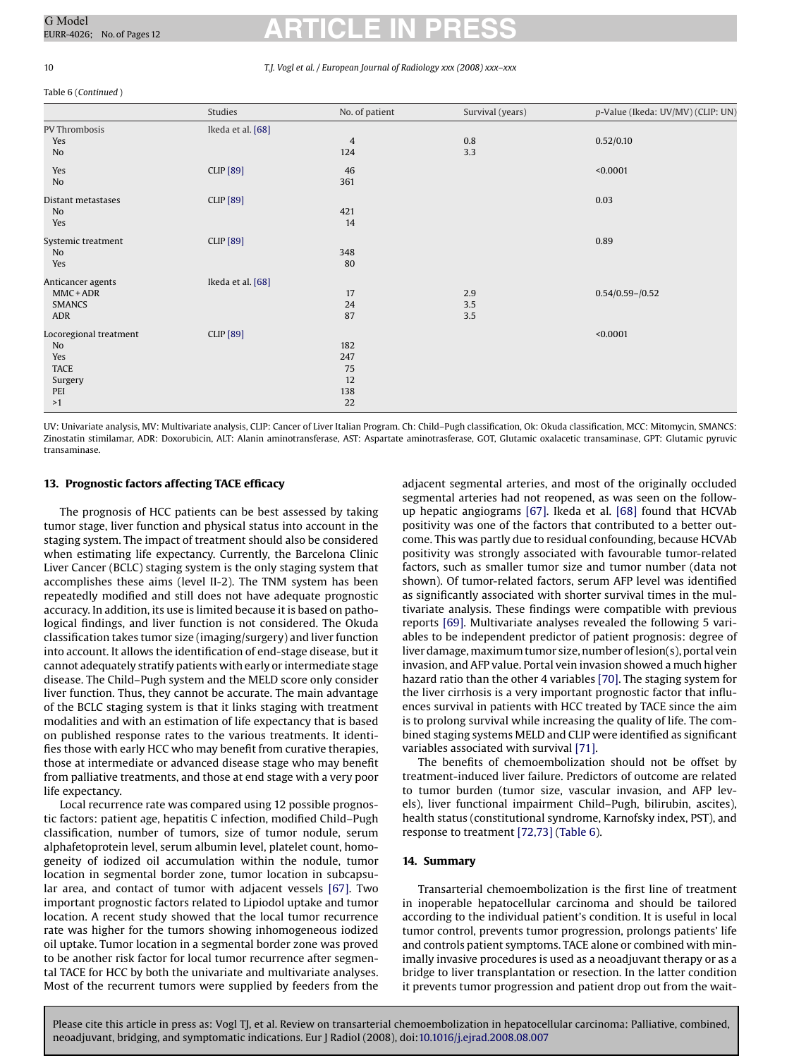Table 6 (*Continued*)

| | Studies | No. of patient | Survival (years) | *p*-Value (Ikeda: UV/MV) (CLIP: UN) |
|---|---|---|---|---|
| PV Thrombosis | Ikeda et al. [68] | | | |
| Yes | | 4 | 0.8 | 0.52/0.10 |
| No | | 124 | 3.3 | |
| Yes | CLIP [89] | 46 | | <0.0001 |
| No | | 361 | | |
| Distant metastases | CLIP [89] | | | 0.03 |
| No | | 421 | | |
| Yes | | 14 | | |
| Systemic treatment | CLIP [89] | | | 0.89 |
| No | | 348 | | |
| Yes | | 80 | | |
| Anticancer agents | Ikeda et al. [68] | | | |
| MMC + ADR | | 17 | 2.9 | 0.54/0.59–/0.52 |
| SMANCS | | 24 | 3.5 | |
| ADR | | 87 | 3.5 | |
| Locoregional treatment | CLIP [89] | | | <0.0001 |
| No | | 182 | | |
| Yes | | 247 | | |
| TACE | | 75 | | |
| Surgery | | 12 | | |
| PEI | | 138 | | |
| >1 | | 22 | | |

UV: Univariate analysis, MV: Multivariate analysis, CLIP: Cancer of Liver Italian Program. Ch: Child–Pugh classification, Ok: Okuda classification, MCC: Mitomycin, SMANCS: Zinostatin stimilamar, ADR: Doxorubicin, ALT: Alanin aminotransferase, AST: Aspartate aminotrasferase, GOT, Glutamic oxalacetic transaminase, GPT: Glutamic pyruvic transaminase.

## 13. Prognostic factors affecting TACE efficacy

The prognosis of HCC patients can be best assessed by taking tumor stage, liver function and physical status into account in the staging system. The impact of treatment should also be considered when estimating life expectancy. Currently, the Barcelona Clinic Liver Cancer (BCLC) staging system is the only staging system that accomplishes these aims (level II-2). The TNM system has been repeatedly modified and still does not have adequate prognostic accuracy. In addition, its use is limited because it is based on pathological findings, and liver function is not considered. The Okuda classification takes tumor size (imaging/surgery) and liver function into account. It allows the identification of end-stage disease, but it cannot adequately stratify patients with early or intermediate stage disease. The Child–Pugh system and the MELD score only consider liver function. Thus, they cannot be accurate. The main advantage of the BCLC staging system is that it links staging with treatment modalities and with an estimation of life expectancy that is based on published response rates to the various treatments. It identifies those with early HCC who may benefit from curative therapies, those at intermediate or advanced disease stage who may benefit from palliative treatments, and those at end stage with a very poor life expectancy.

Local recurrence rate was compared using 12 possible prognostic factors: patient age, hepatitis C infection, modified Child–Pugh classification, number of tumors, size of tumor nodule, serum alphafetoprotein level, serum albumin level, platelet count, homogeneity of iodized oil accumulation within the nodule, tumor location in segmental border zone, tumor location in subcapsular area, and contact of tumor with adjacent vessels [67]. Two important prognostic factors related to Lipiodol uptake and tumor location. A recent study showed that the local tumor recurrence rate was higher for the tumors showing inhomogeneous iodized oil uptake. Tumor location in a segmental border zone was proved to be another risk factor for local tumor recurrence after segmental TACE for HCC by both the univariate and multivariate analyses. Most of the recurrent tumors were supplied by feeders from the adjacent segmental arteries, and most of the originally occluded segmental arteries had not reopened, as was seen on the follow-up hepatic angiograms [67]. Ikeda et al. [68] found that HCVAb positivity was one of the factors that contributed to a better outcome. This was partly due to residual confounding, because HCVAb positivity was strongly associated with favourable tumor-related factors, such as smaller tumor size and tumor number (data not shown). Of tumor-related factors, serum AFP level was identified as significantly associated with shorter survival times in the multivariate analysis. These findings were compatible with previous reports [69]. Multivariate analyses revealed the following 5 variables to be independent predictor of patient prognosis: degree of liver damage, maximum tumor size, number of lesion(s), portal vein invasion, and AFP value. Portal vein invasion showed a much higher hazard ratio than the other 4 variables [70]. The staging system for the liver cirrhosis is a very important prognostic factor that influences survival in patients with HCC treated by TACE since the aim is to prolong survival while increasing the quality of life. The combined staging systems MELD and CLIP were identified as significant variables associated with survival [71].

The benefits of chemoembolization should not be offset by treatment-induced liver failure. Predictors of outcome are related to tumor burden (tumor size, vascular invasion, and AFP levels), liver functional impairment Child–Pugh, bilirubin, ascites), health status (constitutional syndrome, Karnofsky index, PST), and response to treatment [72,73] (Table 6).

## 14. Summary

Transarterial chemoembolization is the first line of treatment in inoperable hepatocellular carcinoma and should be tailored according to the individual patient's condition. It is useful in local tumor control, prevents tumor progression, prolongs patients' life and controls patient symptoms. TACE alone or combined with minimally invasive procedures is used as a neoadjuvant therapy or as a bridge to liver transplantation or resection. In the latter condition it prevents tumor progression and patient drop out from the wait-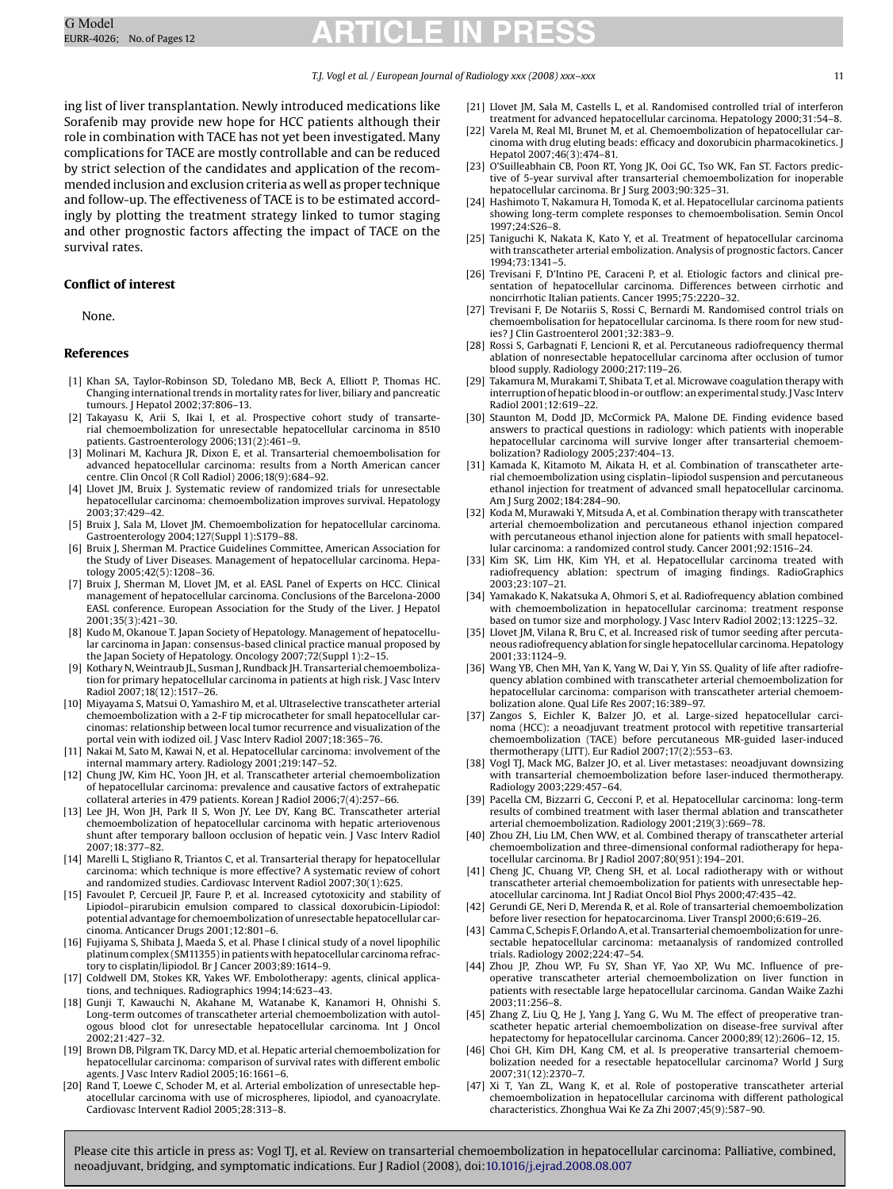ing list of liver transplantation. Newly introduced medications like Sorafenib may provide new hope for HCC patients although their role in combination with TACE has not yet been investigated. Many complications for TACE are mostly controllable and can be reduced by strict selection of the candidates and application of the recommended inclusion and exclusion criteria as well as proper technique and follow-up. The effectiveness of TACE is to be estimated accordingly by plotting the treatment strategy linked to tumor staging and other prognostic factors affecting the impact of TACE on the survival rates.

## Conflict of interest

None.

## References

[1] Khan SA, Taylor-Robinson SD, Toledano MB, Beck A, Elliott P, Thomas HC. Changing international trends in mortality rates for liver, biliary and pancreatic tumours. J Hepatol 2002;37:806–13.

[2] Takayasu K, Arii S, Ikai I, et al. Prospective cohort study of transarterial chemoembolization for unresectable hepatocellular carcinoma in 8510 patients. Gastroenterology 2006;131(2):461–9.

[3] Molinari M, Kachura JR, Dixon E, et al. Transarterial chemoembolisation for advanced hepatocellular carcinoma: results from a North American cancer centre. Clin Oncol (R Coll Radiol) 2006;18(9):684–92.

[4] Llovet JM, Bruix J. Systematic review of randomized trials for unresectable hepatocellular carcinoma: chemoembolization improves survival. Hepatology 2003;37:429–42.

[5] Bruix J, Sala M, Llovet JM. Chemoembolization for hepatocellular carcinoma. Gastroenterology 2004;127(Suppl 1):S179–88.

[6] Bruix J, Sherman M. Practice Guidelines Committee, American Association for the Study of Liver Diseases. Management of hepatocellular carcinoma. Hepatology 2005;42(5):1208–36.

[7] Bruix J, Sherman M, Llovet JM, et al. EASL Panel of Experts on HCC. Clinical management of hepatocellular carcinoma. Conclusions of the Barcelona-2000 EASL conference. European Association for the Study of the Liver. J Hepatol 2001;35(3):421–30.

[8] Kudo M, Okanoue T. Japan Society of Hepatology. Management of hepatocellular carcinoma in Japan: consensus-based clinical practice manual proposed by the Japan Society of Hepatology. Oncology 2007;72(Suppl 1):2–15.

[9] Kothary N, Weintraub JL, Susman J, Rundback JH. Transarterial chemoembolization for primary hepatocellular carcinoma in patients at high risk. J Vasc Interv Radiol 2007;18(12):1517–26.

[10] Miyayama S, Matsui O, Yamashiro M, et al. Ultraselective transcatheter arterial chemoembolization with a 2-F tip microcatheter for small hepatocellular carcinomas: relationship between local tumor recurrence and visualization of the portal vein with iodized oil. J Vasc Interv Radiol 2007;18:365–76.

[11] Nakai M, Sato M, Kawai N, et al. Hepatocellular carcinoma: involvement of the internal mammary artery. Radiology 2001;219:147–52.

[12] Chung JW, Kim HC, Yoon JH, et al. Transcatheter arterial chemoembolization of hepatocellular carcinoma: prevalence and causative factors of extrahepatic collateral arteries in 479 patients. Korean J Radiol 2006;7(4):257–66.

[13] Lee JH, Won JH, Park II S, Won JY, Lee DY, Kang BC. Transcatheter arterial chemoembolization of hepatocellular carcinoma with hepatic arteriovenous shunt after temporary balloon occlusion of hepatic vein. J Vasc Interv Radiol 2007;18:377–82.

[14] Marelli L, Stigliano R, Triantos C, et al. Transarterial therapy for hepatocellular carcinoma: which technique is more effective? A systematic review of cohort and randomized studies. Cardiovasc Intervent Radiol 2007;30(1):625.

[15] Favoulet P, Cercueil JP, Faure P, et al. Increased cytotoxicity and stability of Lipiodol–pirarubicin emulsion compared to classical doxorubicin-Lipiodol: potential advantage for chemoembolization of unresectable hepatocellular carcinoma. Anticancer Drugs 2001;12:801–6.

[16] Fujiyama S, Shibata J, Maeda S, et al. Phase I clinical study of a novel lipophilic platinum complex (SM11355) in patients with hepatocellular carcinoma refractory to cisplatin/lipiodol. Br J Cancer 2003;89:1614–9.

[17] Coldwell DM, Stokes KR, Yakes WF. Embolotherapy: agents, clinical applications, and techniques. Radiographics 1994;14:623–43.

[18] Gunji T, Kawauchi N, Akahane M, Watanabe K, Kanamori H, Ohnishi S. Long-term outcomes of transcatheter arterial chemoembolization with autologous blood clot for unresectable hepatocellular carcinoma. Int J Oncol 2002;21:427–32.

[19] Brown DB, Pilgram TK, Darcy MD, et al. Hepatic arterial chemoembolization for hepatocellular carcinoma: comparison of survival rates with different embolic agents. J Vasc Interv Radiol 2005;16:1661–6.

[20] Rand T, Loewe C, Schoder M, et al. Arterial embolization of unresectable hepatocellular carcinoma with use of microspheres, lipiodol, and cyanoacrylate. Cardiovasc Intervent Radiol 2005;28:313–8.

[21] Llovet JM, Sala M, Castells L, et al. Randomised controlled trial of interferon treatment for advanced hepatocellular carcinoma. Hepatology 2000;31:54–8.

[22] Varela M, Real MI, Brunet M, et al. Chemoembolization of hepatocellular carcinoma with drug eluting beads: efficacy and doxorubicin pharmacokinetics. J Hepatol 2007;46(3):474–81.

[23] O'Suilleabhain CB, Poon RT, Yong JK, Ooi GC, Tso WK, Fan ST. Factors predictive of 5-year survival after transarterial chemoembolization for inoperable hepatocellular carcinoma. Br J Surg 2003;90:325–31.

[24] Hashimoto T, Nakamura H, Tomoda K, et al. Hepatocellular carcinoma patients showing long-term complete responses to chemoembolisation. Semin Oncol 1997;24:S26–8.

[25] Taniguchi K, Nakata K, Kato Y, et al. Treatment of hepatocellular carcinoma with transcatheter arterial embolization. Analysis of prognostic factors. Cancer 1994;73:1341–5.

[26] Trevisani F, D'Intino PE, Caraceni P, et al. Etiologic factors and clinical presentation of hepatocellular carcinoma. Differences between cirrhotic and noncirrhotic Italian patients. Cancer 1995;75:2220–32.

[27] Trevisani F, De Notariis S, Rossi C, Bernardi M. Randomised control trials on chemoembolisation for hepatocellular carcinoma. Is there room for new studies? J Clin Gastroenterol 2001;32:383–9.

[28] Rossi S, Garbagnati F, Lencioni R, et al. Percutaneous radiofrequency thermal ablation of nonresectable hepatocellular carcinoma after occlusion of tumor blood supply. Radiology 2000;217:119–26.

[29] Takamura M, Murakami T, Shibata T, et al. Microwave coagulation therapy with interruption of hepatic blood in-or outflow: an experimental study. J Vasc Interv Radiol 2001;12:619–22.

[30] Staunton M, Dodd JD, McCormick PA, Malone DE. Finding evidence based answers to practical questions in radiology: which patients with inoperable hepatocellular carcinoma will survive longer after transarterial chemoembolization? Radiology 2005;237:404–13.

[31] Kamada K, Kitamoto M, Aikata H, et al. Combination of transcatheter arterial chemoembolization using cisplatin–lipiodol suspension and percutaneous ethanol injection for treatment of advanced small hepatocellular carcinoma. Am J Surg 2002;184:284–90.

[32] Koda M, Murawaki Y, Mitsuda A, et al. Combination therapy with transcatheter arterial chemoembolization and percutaneous ethanol injection compared with percutaneous ethanol injection alone for patients with small hepatocellular carcinoma: a randomized control study. Cancer 2001;92:1516–24.

[33] Kim SK, Lim HK, Kim YH, et al. Hepatocellular carcinoma treated with radiofrequency ablation: spectrum of imaging findings. RadioGraphics 2003;23:107–21.

[34] Yamakado K, Nakatsuka A, Ohmori S, et al. Radiofrequency ablation combined with chemoembolization in hepatocellular carcinoma: treatment response based on tumor size and morphology. J Vasc Interv Radiol 2002;13:1225–32.

[35] Llovet JM, Vilana R, Bru C, et al. Increased risk of tumor seeding after percutaneous radiofrequency ablation for single hepatocellular carcinoma. Hepatology 2001;33:1124–9.

[36] Wang YB, Chen MH, Yan K, Yang W, Dai Y, Yin SS. Quality of life after radiofrequency ablation combined with transcatheter arterial chemoembolization for hepatocellular carcinoma: comparison with transcatheter arterial chemoembolization alone. Qual Life Res 2007;16:389–97.

[37] Zangos S, Eichler K, Balzer JO, et al. Large-sized hepatocellular carcinoma (HCC): a neoadjuvant treatment protocol with repetitive transarterial chemoembolization (TACE) before percutaneous MR-guided laser-induced thermotherapy (LITT). Eur Radiol 2007;17(2):553–63.

[38] Vogl TJ, Mack MG, Balzer JO, et al. Liver metastases: neoadjuvant downsizing with transarterial chemoembolization before laser-induced thermotherapy. Radiology 2003;229:457–64.

[39] Pacella CM, Bizzarri G, Cecconi P, et al. Hepatocellular carcinoma: long-term results of combined treatment with laser thermal ablation and transcatheter arterial chemoembolization. Radiology 2001;219(3):669–78.

[40] Zhou ZH, Liu LM, Chen WW, et al. Combined therapy of transcatheter arterial chemoembolization and three-dimensional conformal radiotherapy for hepatocellular carcinoma. Br J Radiol 2007;80(951):194–201.

[41] Cheng JC, Chuang VP, Cheng SH, et al. Local radiotherapy with or without transcatheter arterial chemoembolization for patients with unresectable hepatocellular carcinoma. Int J Radiat Oncol Biol Phys 2000;47:435–42.

[42] Gerundi GE, Neri D, Merenda R, et al. Role of transarterial chemoembolization before liver resection for hepatocarcinoma. Liver Transpl 2000;6:619–26.

[43] Camma C, Schepis F, Orlando A, et al. Transarterial chemoembolization for unresectable hepatocellular carcinoma: metaanalysis of randomized controlled trials. Radiology 2002;224:47–54.

[44] Zhou JP, Zhou WP, Fu SY, Shan YF, Yao XP, Wu MC. Influence of preoperative transcatheter arterial chemoembolization on liver function in patients with resectable large hepatocellular carcinoma. Gandan Waike Zazhi 2003;11:256–8.

[45] Zhang Z, Liu Q, He J, Yang J, Yang G, Wu M. The effect of preoperative transcatheter hepatic arterial chemoembolization on disease-free survival after hepatectomy for hepatocellular carcinoma. Cancer 2000;89(12):2606–12, 15.

[46] Choi GH, Kim DH, Kang CM, et al. Is preoperative transarterial chemoembolization needed for a resectable hepatocellular carcinoma? World J Surg 2007;31(12):2370–7.

[47] Xi T, Yan ZL, Wang K, et al. Role of postoperative transcatheter arterial chemoembolization in hepatocellular carcinoma with different pathological characteristics. Zhonghua Wai Ke Za Zhi 2007;45(9):587–90.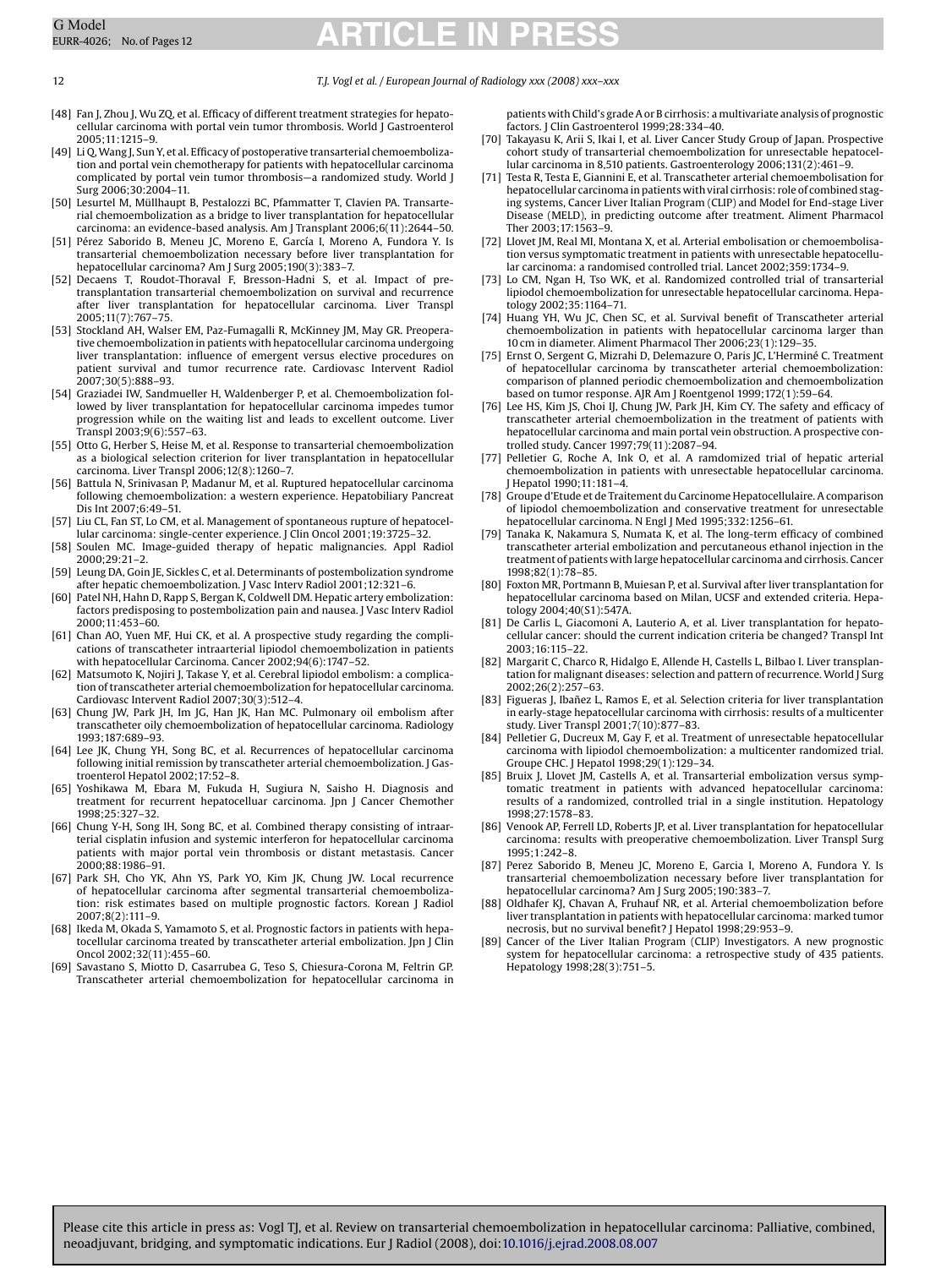[48] Fan J, Zhou J, Wu ZQ, et al. Efficacy of different treatment strategies for hepatocellular carcinoma with portal vein tumor thrombosis. World J Gastroenterol 2005;11:1215–9.

[49] Li Q, Wang J, Sun Y, et al. Efficacy of postoperative transarterial chemoembolization and portal vein chemotherapy for patients with hepatocellular carcinoma complicated by portal vein tumor thrombosis—a randomized study. World J Surg 2006;30:2004–11.

[50] Lesurtel M, Müllhaupt B, Pestalozzi BC, Pfammatter T, Clavien PA. Transarterial chemoembolization as a bridge to liver transplantation for hepatocellular carcinoma: an evidence-based analysis. Am J Transplant 2006;6(11):2644–50.

[51] Pérez Saborido B, Meneu JC, Moreno E, García I, Moreno A, Fundora Y. Is transarterial chemoembolization necessary before liver transplantation for hepatocellular carcinoma? Am J Surg 2005;190(3):383–7.

[52] Decaens T, Roudot-Thoraval F, Bresson-Hadni S, et al. Impact of pretransplantation transarterial chemoembolization on survival and recurrence after liver transplantation for hepatocellular carcinoma. Liver Transpl 2005;11(7):767–75.

[53] Stockland AH, Walser EM, Paz-Fumagalli R, McKinney JM, May GR. Preoperative chemoembolization in patients with hepatocellular carcinoma undergoing liver transplantation: influence of emergent versus elective procedures on patient survival and tumor recurrence rate. Cardiovasc Intervent Radiol 2007;30(5):888–93.

[54] Graziadei IW, Sandmueller H, Waldenberger P, et al. Chemoembolization followed by liver transplantation for hepatocellular carcinoma impedes tumor progression while on the waiting list and leads to excellent outcome. Liver Transpl 2003;9(6):557–63.

[55] Otto G, Herber S, Heise M, et al. Response to transarterial chemoembolization as a biological selection criterion for liver transplantation in hepatocellular carcinoma. Liver Transpl 2006;12(8):1260–7.

[56] Battula N, Srinivasan P, Madanur M, et al. Ruptured hepatocellular carcinoma following chemoembolization: a western experience. Hepatobiliary Pancreat Dis Int 2007;6:49–51.

[57] Liu CL, Fan ST, Lo CM, et al. Management of spontaneous rupture of hepatocellular carcinoma: single-center experience. J Clin Oncol 2001;19:3725–32.

[58] Soulen MC. Image-guided therapy of hepatic malignancies. Appl Radiol 2000;29:21–2.

[59] Leung DA, Goin JE, Sickles C, et al. Determinants of postembolization syndrome after hepatic chemoembolization. J Vasc Interv Radiol 2001;12:321–6.

[60] Patel NH, Hahn D, Rapp S, Bergan K, Coldwell DM. Hepatic artery embolization: factors predisposing to postembolization pain and nausea. J Vasc Interv Radiol 2000;11:453–60.

[61] Chan AO, Yuen MF, Hui CK, et al. A prospective study regarding the complications of transcatheter intraarterial lipiodol chemoembolization in patients with hepatocellular Carcinoma. Cancer 2002;94(6):1747–52.

[62] Matsumoto K, Nojiri J, Takase Y, et al. Cerebral lipiodol embolism: a complication of transcatheter arterial chemoembolization for hepatocellular carcinoma. Cardiovasc Intervent Radiol 2007;30(3):512–4.

[63] Chung JW, Park JH, Im JG, Han JK, Han MC. Pulmonary oil embolism after transcatheter oily chemoembolization of hepatocellular carcinoma. Radiology 1993;187:689–93.

[64] Lee JK, Chung YH, Song BC, et al. Recurrences of hepatocellular carcinoma following initial remission by transcatheter arterial chemoembolization. J Gastroenterol Hepatol 2002;17:52–8.

[65] Yoshikawa M, Ebara M, Fukuda H, Sugiura N, Saisho H. Diagnosis and treatment for recurrent hepatocelluar carcinoma. Jpn J Cancer Chemother 1998;25:327–32.

[66] Chung Y-H, Song IH, Song BC, et al. Combined therapy consisting of intraarterial cisplatin infusion and systemic interferon for hepatocellular carcinoma patients with major portal vein thrombosis or distant metastasis. Cancer 2000;88:1986–91.

[67] Park SH, Cho YK, Ahn YS, Park YO, Kim JK, Chung JW. Local recurrence of hepatocellular carcinoma after segmental transarterial chemoembolization: risk estimates based on multiple prognostic factors. Korean J Radiol 2007;8(2):111–9.

[68] Ikeda M, Okada S, Yamamoto S, et al. Prognostic factors in patients with hepatocellular carcinoma treated by transcatheter arterial embolization. Jpn J Clin Oncol 2002;32(11):455–60.

[69] Savastano S, Miotto D, Casarrubea G, Teso S, Chiesura-Corona M, Feltrin GP. Transcatheter arterial chemoembolization for hepatocellular carcinoma in patients with Child's grade A or B cirrhosis: a multivariate analysis of prognostic factors. J Clin Gastroenterol 1999;28:334–40.

[70] Takayasu K, Arii S, Ikai I, et al. Liver Cancer Study Group of Japan. Prospective cohort study of transarterial chemoembolization for unresectable hepatocellular carcinoma in 8,510 patients. Gastroenterology 2006;131(2):461–9.

[71] Testa R, Testa E, Giannini E, et al. Transcatheter arterial chemoembolisation for hepatocellular carcinoma in patients with viral cirrhosis: role of combined staging systems, Cancer Liver Italian Program (CLIP) and Model for End-stage Liver Disease (MELD), in predicting outcome after treatment. Aliment Pharmacol Ther 2003;17:1563–9.

[72] Llovet JM, Real MI, Montana X, et al. Arterial embolisation or chemoembolisation versus symptomatic treatment in patients with unresectable hepatocellular carcinoma: a randomised controlled trial. Lancet 2002;359:1734–9.

[73] Lo CM, Ngan H, Tso WK, et al. Randomized controlled trial of transarterial lipiodol chemoembolization for unresectable hepatocellular carcinoma. Hepatology 2002;35:1164–71.

[74] Huang YH, Wu JC, Chen SC, et al. Survival benefit of Transcatheter arterial chemoembolization in patients with hepatocellular carcinoma larger than 10 cm in diameter. Aliment Pharmacol Ther 2006;23(1):129–35.

[75] Ernst O, Sergent G, Mizrahi D, Delemazure O, Paris JC, L'Herminé C. Treatment of hepatocellular carcinoma by transcatheter arterial chemoembolization: comparison of planned periodic chemoembolization and chemoembolization based on tumor response. AJR Am J Roentgenol 1999;172(1):59–64.

[76] Lee HS, Kim JS, Choi IJ, Chung JW, Park JH, Kim CY. The safety and efficacy of transcatheter arterial chemoembolization in the treatment of patients with hepatocellular carcinoma and main portal vein obstruction. A prospective controlled study. Cancer 1997;79(11):2087–94.

[77] Pelletier G, Roche A, Ink O, et al. A ramdomized trial of hepatic arterial chemoembolization in patients with unresectable hepatocellular carcinoma. J Hepatol 1990;11:181–4.

[78] Groupe d'Etude et de Traitement du Carcinome Hepatocellulaire. A comparison of lipiodol chemoembolization and conservative treatment for unresectable hepatocellular carcinoma. N Engl J Med 1995;332:1256–61.

[79] Tanaka K, Nakamura S, Numata K, et al. The long-term efficacy of combined transcatheter arterial embolization and percutaneous ethanol injection in the treatment of patients with large hepatocellular carcinoma and cirrhosis. Cancer 1998;82(1):78–85.

[80] Foxton MR, Portmann B, Muiesan P, et al. Survival after liver transplantation for hepatocellular carcinoma based on Milan, UCSF and extended criteria. Hepatology 2004;40(S1):547A.

[81] De Carlis L, Giacomoni A, Lauterio A, et al. Liver transplantation for hepatocellular cancer: should the current indication criteria be changed? Transpl Int 2003;16:115–22.

[82] Margarit C, Charco R, Hidalgo E, Allende H, Castells L, Bilbao I. Liver transplantation for malignant diseases: selection and pattern of recurrence. World J Surg 2002;26(2):257–63.

[83] Figueras J, Ibañez L, Ramos E, et al. Selection criteria for liver transplantation in early-stage hepatocellular carcinoma with cirrhosis: results of a multicenter study. Liver Transpl 2001;7(10):877–83.

[84] Pelletier G, Ducreux M, Gay F, et al. Treatment of unresectable hepatocellular carcinoma with lipiodol chemoembolization: a multicenter randomized trial. Groupe CHC. J Hepatol 1998;29(1):129–34.

[85] Bruix J, Llovet JM, Castells A, et al. Transarterial embolization versus symptomatic treatment in patients with advanced hepatocellular carcinoma: results of a randomized, controlled trial in a single institution. Hepatology 1998;27:1578–83.

[86] Venook AP, Ferrell LD, Roberts JP, et al. Liver transplantation for hepatocellular carcinoma: results with preoperative chemoembolization. Liver Transpl Surg 1995;1:242–8.

[87] Perez Saborido B, Meneu JC, Moreno E, Garcia I, Moreno A, Fundora Y. Is transarterial chemoembolization necessary before liver transplantation for hepatocellular carcinoma? Am J Surg 2005;190:383–7.

[88] Oldhafer KJ, Chavan A, Fruhauf NR, et al. Arterial chemoembolization before liver transplantation in patients with hepatocellular carcinoma: marked tumor necrosis, but no survival benefit? J Hepatol 1998;29:953–9.

[89] Cancer of the Liver Italian Program (CLIP) Investigators. A new prognostic system for hepatocellular carcinoma: a retrospective study of 435 patients. Hepatology 1998;28(3):751–5.

Please cite this article in press as: Vogl TJ, et al. Review on transarterial chemoembolization in hepatocellular carcinoma: Palliative, combined, neoadjuvant, bridging, and symptomatic indications. Eur J Radiol (2008), doi:10.1016/j.ejrad.2008.08.007